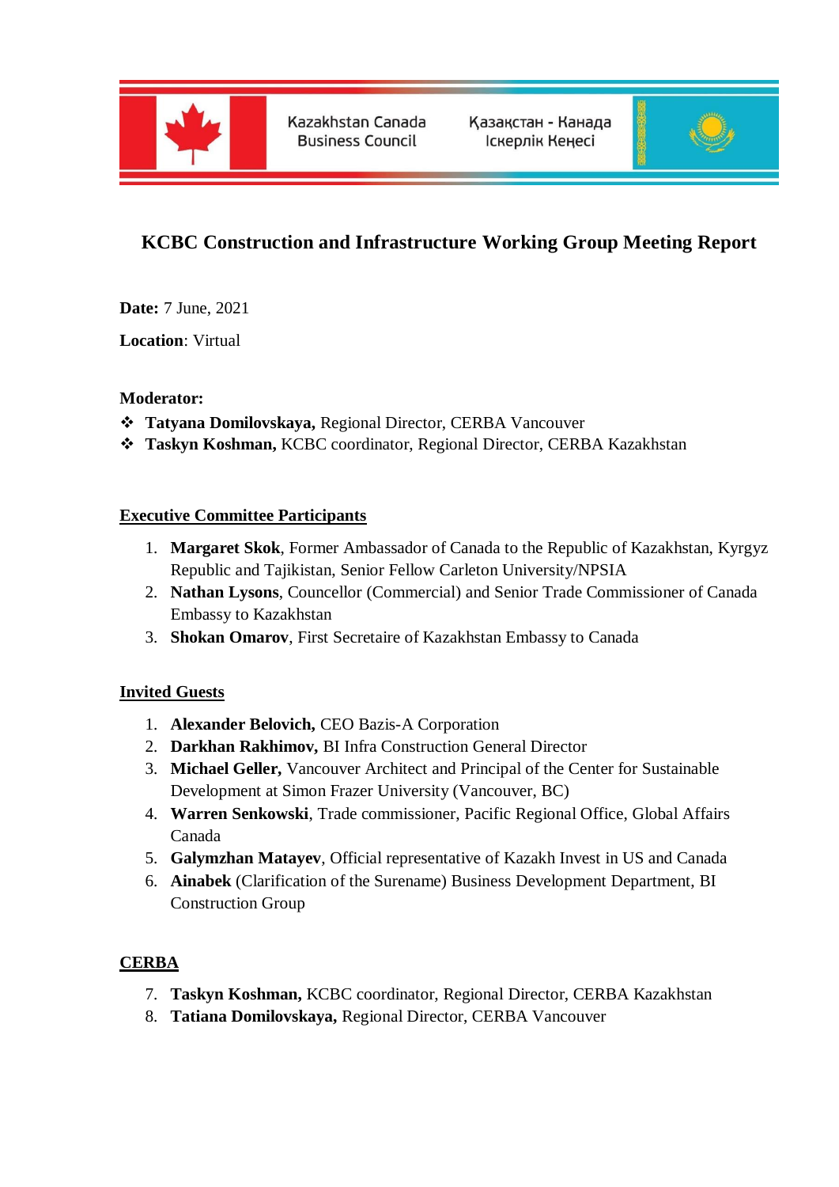Kazakhstan Canada Business Council

Қазақстан - Канада Іскерлік Кеңесі

# KCBC Construction and Infrastructure Working Group Meeting Report

**Date:** 7 June, 2021

**Location**: Virtual

**Moderator:**

- **Tatyana Domilovskaya,** Regional Director, CERBA Vancouver
- **Taskyn Koshman,** KCBC coordinator, Regional Director, CERBA Kazakhstan

**Executive Committee Participants**

1. **Margaret Skok**, Former Ambassador of Canada to the Republic of Kazakhstan, Kyrgyz Republic and Tajikistan, Senior Fellow Carleton University/NPSIA
2. **Nathan Lysons**, Councellor (Commercial) and Senior Trade Commissioner of Canada Embassy to Kazakhstan
3. **Shokan Omarov**, First Secretaire of Kazakhstan Embassy to Canada

**Invited Guests**

1. **Alexander Belovich,** CEO Bazis-A Corporation
2. **Darkhan Rakhimov,** BI Infra Construction General Director
3. **Michael Geller,** Vancouver Architect and Principal of the Center for Sustainable Development at Simon Frazer University (Vancouver, BC)
4. **Warren Senkowski**, Trade commissioner, Pacific Regional Office, Global Affairs Canada
5. **Galymzhan Matayev**, Official representative of Kazakh Invest in US and Canada
6. **Ainabek** (Clarification of the Surename) Business Development Department, BI Construction Group

**CERBA**

7. **Taskyn Koshman,** KCBC coordinator, Regional Director, CERBA Kazakhstan
8. **Tatiana Domilovskaya,** Regional Director, CERBA Vancouver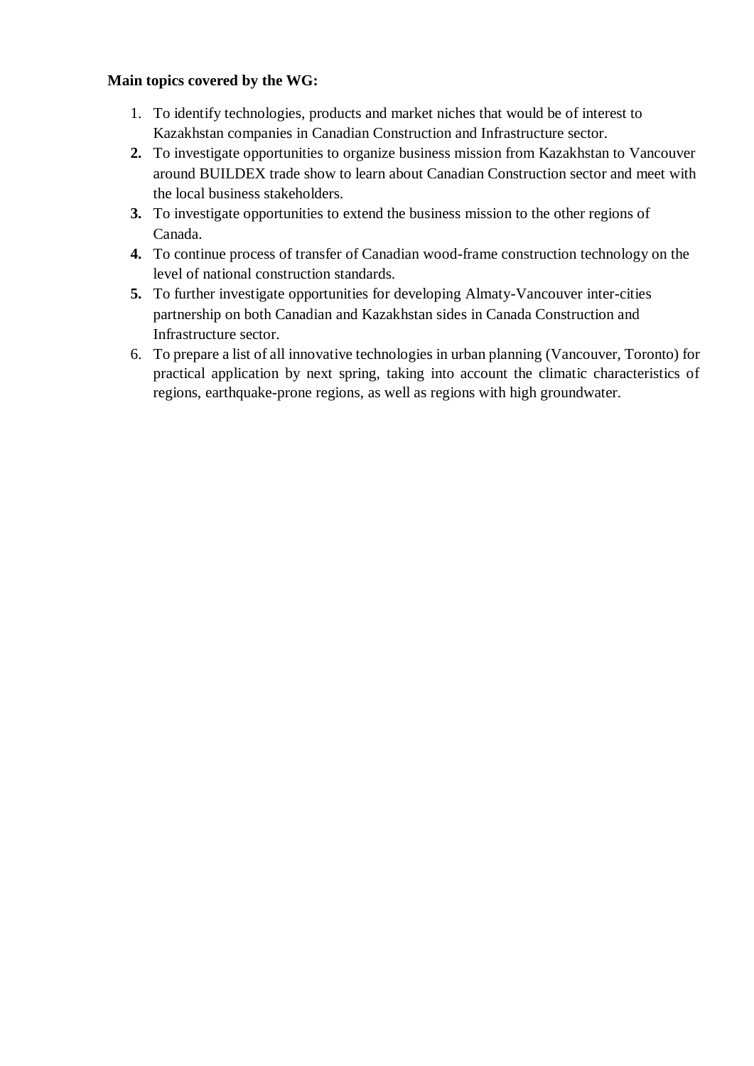**Main topics covered by the WG:**

1. To identify technologies, products and market niches that would be of interest to Kazakhstan companies in Canadian Construction and Infrastructure sector.
2. To investigate opportunities to organize business mission from Kazakhstan to Vancouver around BUILDEX trade show to learn about Canadian Construction sector and meet with the local business stakeholders.
3. To investigate opportunities to extend the business mission to the other regions of Canada.
4. To continue process of transfer of Canadian wood-frame construction technology on the level of national construction standards.
5. To further investigate opportunities for developing Almaty-Vancouver inter-cities partnership on both Canadian and Kazakhstan sides in Canada Construction and Infrastructure sector.
6. To prepare a list of all innovative technologies in urban planning (Vancouver, Toronto) for practical application by next spring, taking into account the climatic characteristics of regions, earthquake-prone regions, as well as regions with high groundwater.